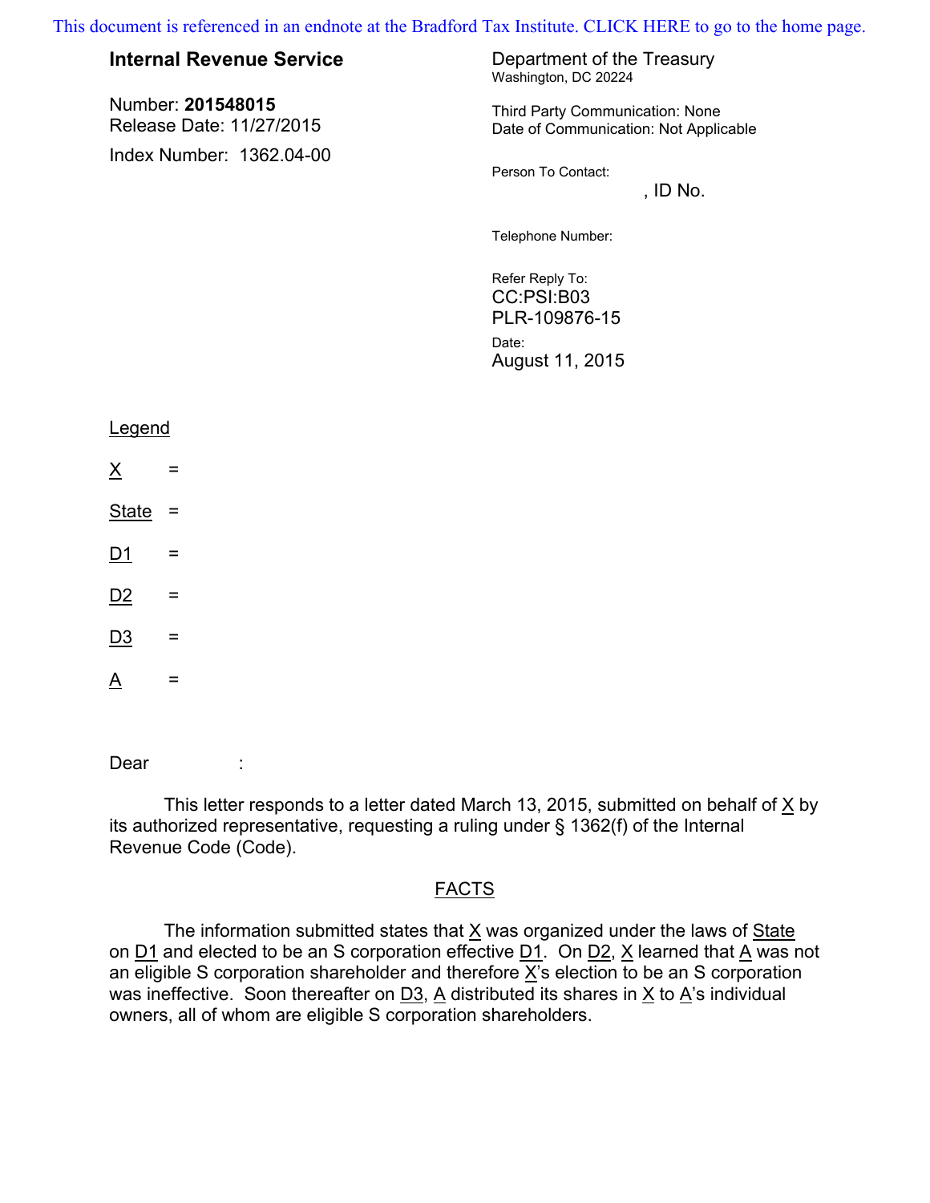This document is referenced in an endnote at the Bradford Tax Institute. CLICK HERE to go to the home page.

**Internal Revenue Service**

Number: **201548015**
Release Date: 11/27/2015

Index Number: 1362.04-00

Department of the Treasury
Washington, DC 20224

Third Party Communication: None
Date of Communication: Not Applicable

Person To Contact:
, ID No.

Telephone Number:

Refer Reply To:
CC:PSI:B03
PLR-109876-15

Date:
August 11, 2015

Legend

X =

State =

D1 =

D2 =

D3 =

A =

Dear :

This letter responds to a letter dated March 13, 2015, submitted on behalf of X by its authorized representative, requesting a ruling under § 1362(f) of the Internal Revenue Code (Code).

## FACTS

The information submitted states that X was organized under the laws of State on D1 and elected to be an S corporation effective D1. On D2, X learned that A was not an eligible S corporation shareholder and therefore X's election to be an S corporation was ineffective. Soon thereafter on D3, A distributed its shares in X to A's individual owners, all of whom are eligible S corporation shareholders.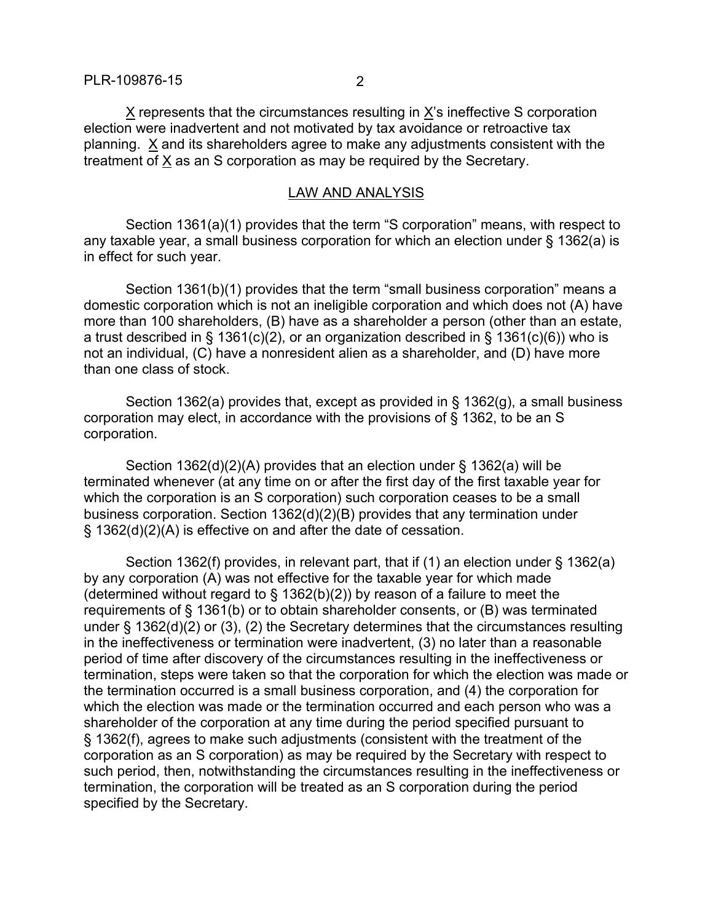X represents that the circumstances resulting in X's ineffective S corporation election were inadvertent and not motivated by tax avoidance or retroactive tax planning. X and its shareholders agree to make any adjustments consistent with the treatment of X as an S corporation as may be required by the Secretary.

## LAW AND ANALYSIS

Section 1361(a)(1) provides that the term "S corporation" means, with respect to any taxable year, a small business corporation for which an election under § 1362(a) is in effect for such year.

Section 1361(b)(1) provides that the term "small business corporation" means a domestic corporation which is not an ineligible corporation and which does not (A) have more than 100 shareholders, (B) have as a shareholder a person (other than an estate, a trust described in § 1361(c)(2), or an organization described in § 1361(c)(6)) who is not an individual, (C) have a nonresident alien as a shareholder, and (D) have more than one class of stock.

Section 1362(a) provides that, except as provided in § 1362(g), a small business corporation may elect, in accordance with the provisions of § 1362, to be an S corporation.

Section 1362(d)(2)(A) provides that an election under § 1362(a) will be terminated whenever (at any time on or after the first day of the first taxable year for which the corporation is an S corporation) such corporation ceases to be a small business corporation. Section 1362(d)(2)(B) provides that any termination under § 1362(d)(2)(A) is effective on and after the date of cessation.

Section 1362(f) provides, in relevant part, that if (1) an election under § 1362(a) by any corporation (A) was not effective for the taxable year for which made (determined without regard to § 1362(b)(2)) by reason of a failure to meet the requirements of § 1361(b) or to obtain shareholder consents, or (B) was terminated under § 1362(d)(2) or (3), (2) the Secretary determines that the circumstances resulting in the ineffectiveness or termination were inadvertent, (3) no later than a reasonable period of time after discovery of the circumstances resulting in the ineffectiveness or termination, steps were taken so that the corporation for which the election was made or the termination occurred is a small business corporation, and (4) the corporation for which the election was made or the termination occurred and each person who was a shareholder of the corporation at any time during the period specified pursuant to § 1362(f), agrees to make such adjustments (consistent with the treatment of the corporation as an S corporation) as may be required by the Secretary with respect to such period, then, notwithstanding the circumstances resulting in the ineffectiveness or termination, the corporation will be treated as an S corporation during the period specified by the Secretary.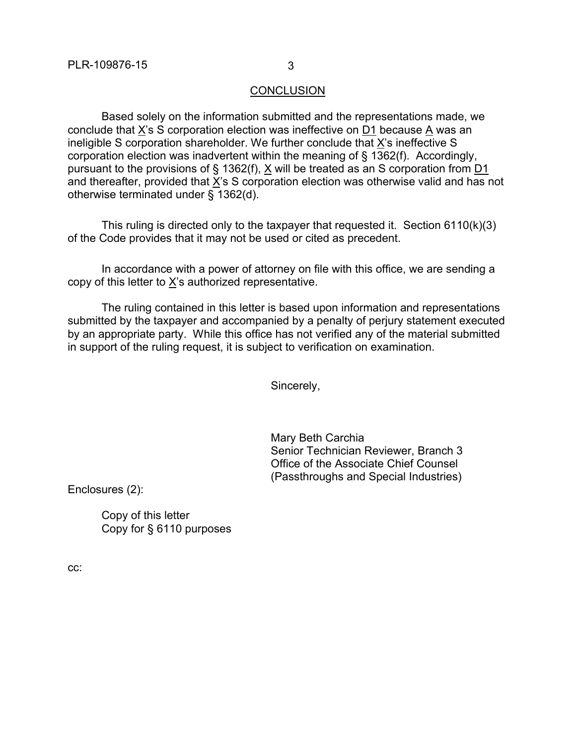## CONCLUSION

Based solely on the information submitted and the representations made, we conclude that X's S corporation election was ineffective on D1 because A was an ineligible S corporation shareholder. We further conclude that X's ineffective S corporation election was inadvertent within the meaning of § 1362(f). Accordingly, pursuant to the provisions of § 1362(f), X will be treated as an S corporation from D1 and thereafter, provided that X's S corporation election was otherwise valid and has not otherwise terminated under § 1362(d).

This ruling is directed only to the taxpayer that requested it. Section 6110(k)(3) of the Code provides that it may not be used or cited as precedent.

In accordance with a power of attorney on file with this office, we are sending a copy of this letter to X's authorized representative.

The ruling contained in this letter is based upon information and representations submitted by the taxpayer and accompanied by a penalty of perjury statement executed by an appropriate party. While this office has not verified any of the material submitted in support of the ruling request, it is subject to verification on examination.

Sincerely,

Mary Beth Carchia
Senior Technician Reviewer, Branch 3
Office of the Associate Chief Counsel
(Passthroughs and Special Industries)

Enclosures (2):

Copy of this letter
Copy for § 6110 purposes

cc: